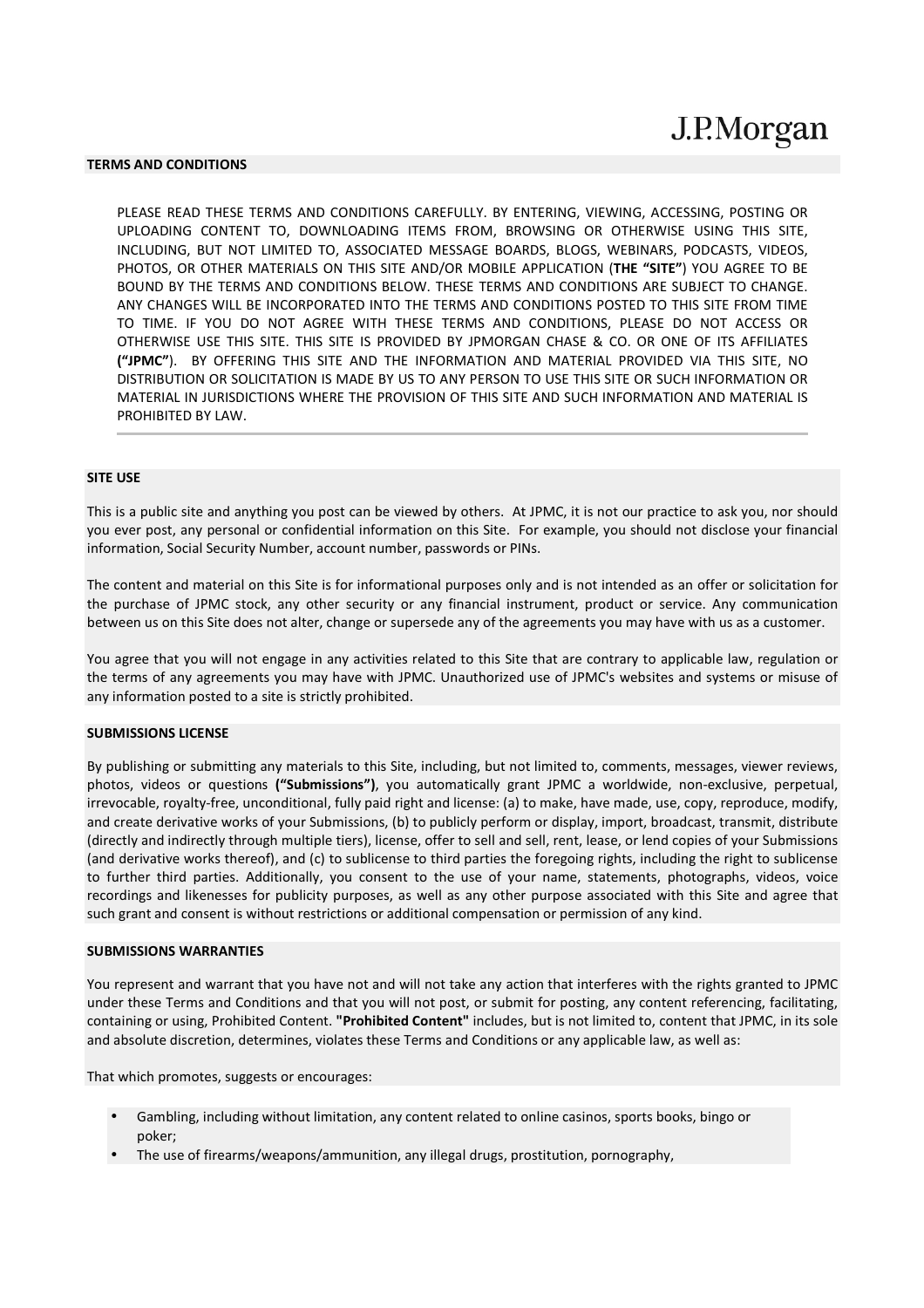J.P.Morgan

## TERMS AND CONDITIONS

PLEASE READ THESE TERMS AND CONDITIONS CAREFULLY. BY ENTERING, VIEWING, ACCESSING, POSTING OR UPLOADING CONTENT TO, DOWNLOADING ITEMS FROM, BROWSING OR OTHERWISE USING THIS SITE, INCLUDING, BUT NOT LIMITED TO, ASSOCIATED MESSAGE BOARDS, BLOGS, WEBINARS, PODCASTS, VIDEOS, PHOTOS, OR OTHER MATERIALS ON THIS SITE AND/OR MOBILE APPLICATION (**THE "SITE"**) YOU AGREE TO BE BOUND BY THE TERMS AND CONDITIONS BELOW. THESE TERMS AND CONDITIONS ARE SUBJECT TO CHANGE. ANY CHANGES WILL BE INCORPORATED INTO THE TERMS AND CONDITIONS POSTED TO THIS SITE FROM TIME TO TIME. IF YOU DO NOT AGREE WITH THESE TERMS AND CONDITIONS, PLEASE DO NOT ACCESS OR OTHERWISE USE THIS SITE. THIS SITE IS PROVIDED BY JPMORGAN CHASE & CO. OR ONE OF ITS AFFILIATES **("JPMC"**). BY OFFERING THIS SITE AND THE INFORMATION AND MATERIAL PROVIDED VIA THIS SITE, NO DISTRIBUTION OR SOLICITATION IS MADE BY US TO ANY PERSON TO USE THIS SITE OR SUCH INFORMATION OR MATERIAL IN JURISDICTIONS WHERE THE PROVISION OF THIS SITE AND SUCH INFORMATION AND MATERIAL IS PROHIBITED BY LAW.

## SITE USE

This is a public site and anything you post can be viewed by others. At JPMC, it is not our practice to ask you, nor should you ever post, any personal or confidential information on this Site. For example, you should not disclose your financial information, Social Security Number, account number, passwords or PINs.

The content and material on this Site is for informational purposes only and is not intended as an offer or solicitation for the purchase of JPMC stock, any other security or any financial instrument, product or service. Any communication between us on this Site does not alter, change or supersede any of the agreements you may have with us as a customer.

You agree that you will not engage in any activities related to this Site that are contrary to applicable law, regulation or the terms of any agreements you may have with JPMC. Unauthorized use of JPMC's websites and systems or misuse of any information posted to a site is strictly prohibited.

## SUBMISSIONS LICENSE

By publishing or submitting any materials to this Site, including, but not limited to, comments, messages, viewer reviews, photos, videos or questions **("Submissions")**, you automatically grant JPMC a worldwide, non-exclusive, perpetual, irrevocable, royalty-free, unconditional, fully paid right and license: (a) to make, have made, use, copy, reproduce, modify, and create derivative works of your Submissions, (b) to publicly perform or display, import, broadcast, transmit, distribute (directly and indirectly through multiple tiers), license, offer to sell and sell, rent, lease, or lend copies of your Submissions (and derivative works thereof), and (c) to sublicense to third parties the foregoing rights, including the right to sublicense to further third parties. Additionally, you consent to the use of your name, statements, photographs, videos, voice recordings and likenesses for publicity purposes, as well as any other purpose associated with this Site and agree that such grant and consent is without restrictions or additional compensation or permission of any kind.

## SUBMISSIONS WARRANTIES

You represent and warrant that you have not and will not take any action that interferes with the rights granted to JPMC under these Terms and Conditions and that you will not post, or submit for posting, any content referencing, facilitating, containing or using, Prohibited Content. **"Prohibited Content"** includes, but is not limited to, content that JPMC, in its sole and absolute discretion, determines, violates these Terms and Conditions or any applicable law, as well as:

That which promotes, suggests or encourages:

- Gambling, including without limitation, any content related to online casinos, sports books, bingo or poker;
- The use of firearms/weapons/ammunition, any illegal drugs, prostitution, pornography,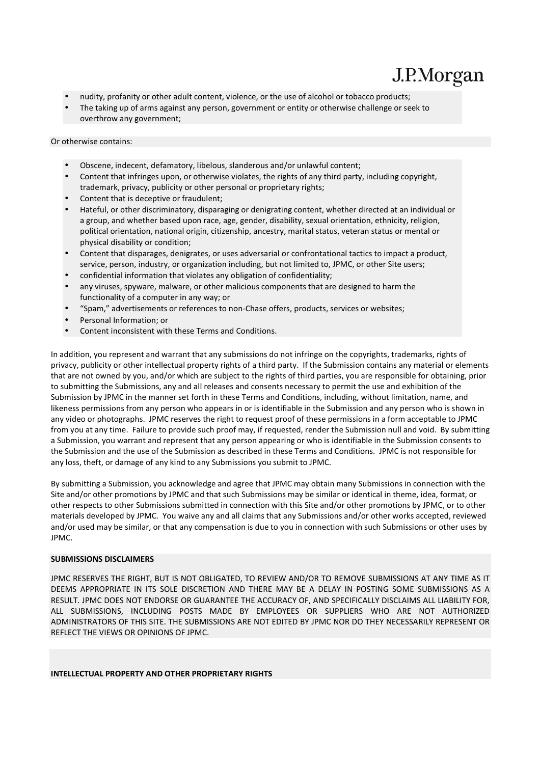- nudity, profanity or other adult content, violence, or the use of alcohol or tobacco products;
- The taking up of arms against any person, government or entity or otherwise challenge or seek to overthrow any government;

Or otherwise contains:

- Obscene, indecent, defamatory, libelous, slanderous and/or unlawful content;
- Content that infringes upon, or otherwise violates, the rights of any third party, including copyright, trademark, privacy, publicity or other personal or proprietary rights;
- Content that is deceptive or fraudulent;
- Hateful, or other discriminatory, disparaging or denigrating content, whether directed at an individual or a group, and whether based upon race, age, gender, disability, sexual orientation, ethnicity, religion, political orientation, national origin, citizenship, ancestry, marital status, veteran status or mental or physical disability or condition;
- Content that disparages, denigrates, or uses adversarial or confrontational tactics to impact a product, service, person, industry, or organization including, but not limited to, JPMC, or other Site users;
- confidential information that violates any obligation of confidentiality;
- any viruses, spyware, malware, or other malicious components that are designed to harm the functionality of a computer in any way; or
- "Spam," advertisements or references to non-Chase offers, products, services or websites;
- Personal Information; or
- Content inconsistent with these Terms and Conditions.

In addition, you represent and warrant that any submissions do not infringe on the copyrights, trademarks, rights of privacy, publicity or other intellectual property rights of a third party. If the Submission contains any material or elements that are not owned by you, and/or which are subject to the rights of third parties, you are responsible for obtaining, prior to submitting the Submissions, any and all releases and consents necessary to permit the use and exhibition of the Submission by JPMC in the manner set forth in these Terms and Conditions, including, without limitation, name, and likeness permissions from any person who appears in or is identifiable in the Submission and any person who is shown in any video or photographs. JPMC reserves the right to request proof of these permissions in a form acceptable to JPMC from you at any time. Failure to provide such proof may, if requested, render the Submission null and void. By submitting a Submission, you warrant and represent that any person appearing or who is identifiable in the Submission consents to the Submission and the use of the Submission as described in these Terms and Conditions. JPMC is not responsible for any loss, theft, or damage of any kind to any Submissions you submit to JPMC.

By submitting a Submission, you acknowledge and agree that JPMC may obtain many Submissions in connection with the Site and/or other promotions by JPMC and that such Submissions may be similar or identical in theme, idea, format, or other respects to other Submissions submitted in connection with this Site and/or other promotions by JPMC, or to other materials developed by JPMC. You waive any and all claims that any Submissions and/or other works accepted, reviewed and/or used may be similar, or that any compensation is due to you in connection with such Submissions or other uses by JPMC.

**SUBMISSIONS DISCLAIMERS**

JPMC RESERVES THE RIGHT, BUT IS NOT OBLIGATED, TO REVIEW AND/OR TO REMOVE SUBMISSIONS AT ANY TIME AS IT DEEMS APPROPRIATE IN ITS SOLE DISCRETION AND THERE MAY BE A DELAY IN POSTING SOME SUBMISSIONS AS A RESULT. JPMC DOES NOT ENDORSE OR GUARANTEE THE ACCURACY OF, AND SPECIFICALLY DISCLAIMS ALL LIABILITY FOR, ALL SUBMISSIONS, INCLUDING POSTS MADE BY EMPLOYEES OR SUPPLIERS WHO ARE NOT AUTHORIZED ADMINISTRATORS OF THIS SITE. THE SUBMISSIONS ARE NOT EDITED BY JPMC NOR DO THEY NECESSARILY REPRESENT OR REFLECT THE VIEWS OR OPINIONS OF JPMC.

**INTELLECTUAL PROPERTY AND OTHER PROPRIETARY RIGHTS**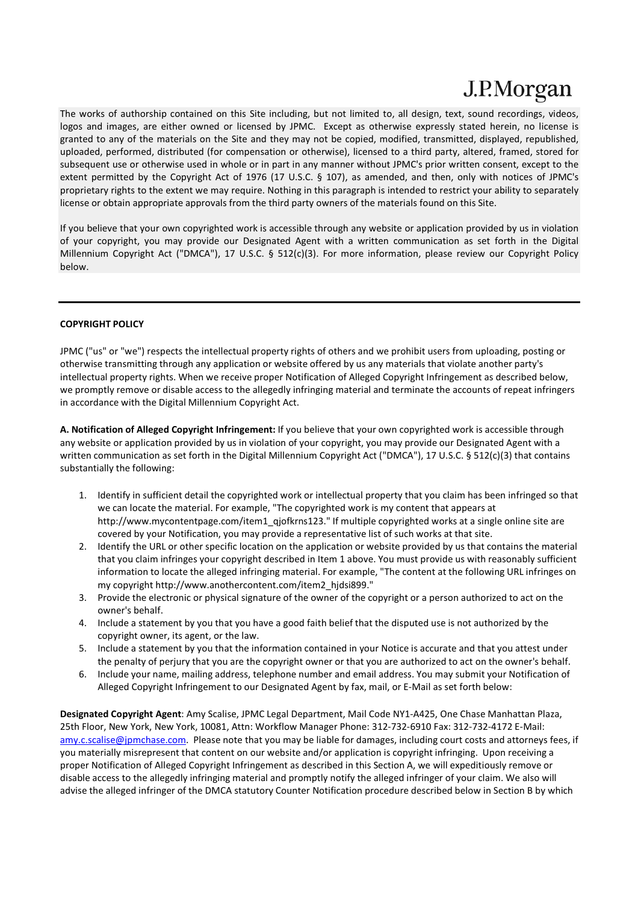The works of authorship contained on this Site including, but not limited to, all design, text, sound recordings, videos, logos and images, are either owned or licensed by JPMC. Except as otherwise expressly stated herein, no license is granted to any of the materials on the Site and they may not be copied, modified, transmitted, displayed, republished, uploaded, performed, distributed (for compensation or otherwise), licensed to a third party, altered, framed, stored for subsequent use or otherwise used in whole or in part in any manner without JPMC's prior written consent, except to the extent permitted by the Copyright Act of 1976 (17 U.S.C. § 107), as amended, and then, only with notices of JPMC's proprietary rights to the extent we may require. Nothing in this paragraph is intended to restrict your ability to separately license or obtain appropriate approvals from the third party owners of the materials found on this Site.

If you believe that your own copyrighted work is accessible through any website or application provided by us in violation of your copyright, you may provide our Designated Agent with a written communication as set forth in the Digital Millennium Copyright Act ("DMCA"), 17 U.S.C. § 512(c)(3). For more information, please review our Copyright Policy below.

---

**COPYRIGHT POLICY**

JPMC ("us" or "we") respects the intellectual property rights of others and we prohibit users from uploading, posting or otherwise transmitting through any application or website offered by us any materials that violate another party's intellectual property rights. When we receive proper Notification of Alleged Copyright Infringement as described below, we promptly remove or disable access to the allegedly infringing material and terminate the accounts of repeat infringers in accordance with the Digital Millennium Copyright Act.

**A. Notification of Alleged Copyright Infringement:** If you believe that your own copyrighted work is accessible through any website or application provided by us in violation of your copyright, you may provide our Designated Agent with a written communication as set forth in the Digital Millennium Copyright Act ("DMCA"), 17 U.S.C. § 512(c)(3) that contains substantially the following:

1. Identify in sufficient detail the copyrighted work or intellectual property that you claim has been infringed so that we can locate the material. For example, "The copyrighted work is my content that appears at http://www.mycontentpage.com/item1_qjofkrns123." If multiple copyrighted works at a single online site are covered by your Notification, you may provide a representative list of such works at that site.
2. Identify the URL or other specific location on the application or website provided by us that contains the material that you claim infringes your copyright described in Item 1 above. You must provide us with reasonably sufficient information to locate the alleged infringing material. For example, "The content at the following URL infringes on my copyright http://www.anothercontent.com/item2_hjdsi899."
3. Provide the electronic or physical signature of the owner of the copyright or a person authorized to act on the owner's behalf.
4. Include a statement by you that you have a good faith belief that the disputed use is not authorized by the copyright owner, its agent, or the law.
5. Include a statement by you that the information contained in your Notice is accurate and that you attest under the penalty of perjury that you are the copyright owner or that you are authorized to act on the owner's behalf.
6. Include your name, mailing address, telephone number and email address. You may submit your Notification of Alleged Copyright Infringement to our Designated Agent by fax, mail, or E-Mail as set forth below:

**Designated Copyright Agent**: Amy Scalise, JPMC Legal Department, Mail Code NY1-A425, One Chase Manhattan Plaza, 25th Floor, New York, New York, 10081, Attn: Workflow Manager Phone: 312-732-6910 Fax: 312-732-4172 E-Mail: amy.c.scalise@jpmchase.com. Please note that you may be liable for damages, including court costs and attorneys fees, if you materially misrepresent that content on our website and/or application is copyright infringing. Upon receiving a proper Notification of Alleged Copyright Infringement as described in this Section A, we will expeditiously remove or disable access to the allegedly infringing material and promptly notify the alleged infringer of your claim. We also will advise the alleged infringer of the DMCA statutory Counter Notification procedure described below in Section B by which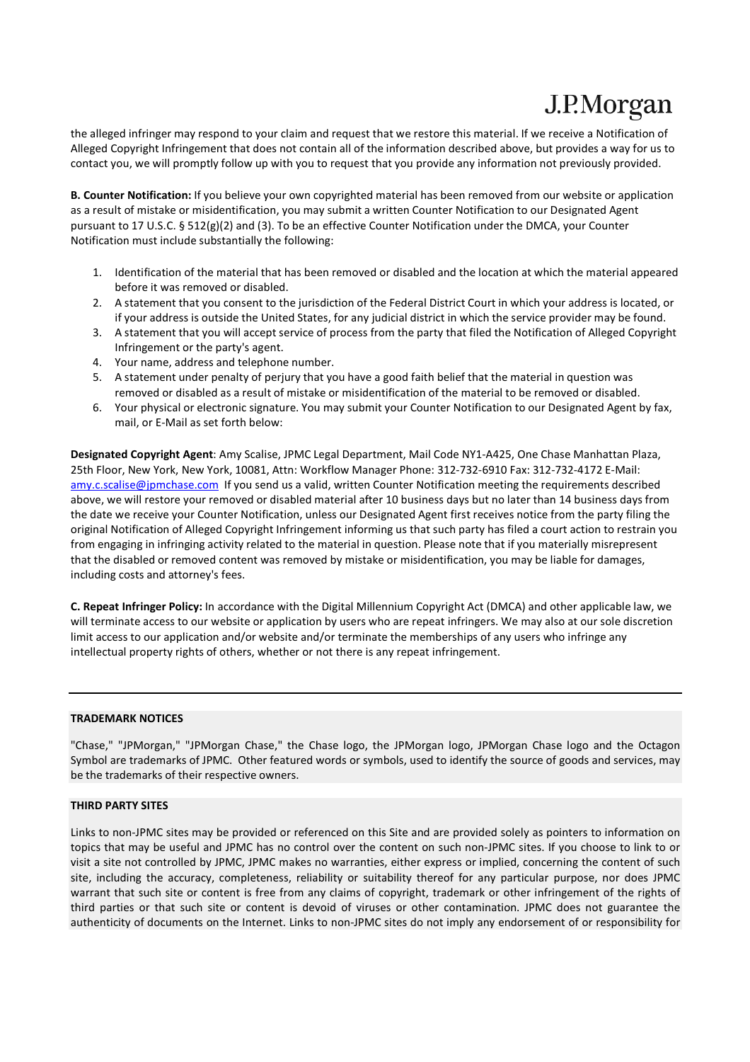the alleged infringer may respond to your claim and request that we restore this material. If we receive a Notification of Alleged Copyright Infringement that does not contain all of the information described above, but provides a way for us to contact you, we will promptly follow up with you to request that you provide any information not previously provided.

**B. Counter Notification:** If you believe your own copyrighted material has been removed from our website or application as a result of mistake or misidentification, you may submit a written Counter Notification to our Designated Agent pursuant to 17 U.S.C. § 512(g)(2) and (3). To be an effective Counter Notification under the DMCA, your Counter Notification must include substantially the following:

1. Identification of the material that has been removed or disabled and the location at which the material appeared before it was removed or disabled.
2. A statement that you consent to the jurisdiction of the Federal District Court in which your address is located, or if your address is outside the United States, for any judicial district in which the service provider may be found.
3. A statement that you will accept service of process from the party that filed the Notification of Alleged Copyright Infringement or the party's agent.
4. Your name, address and telephone number.
5. A statement under penalty of perjury that you have a good faith belief that the material in question was removed or disabled as a result of mistake or misidentification of the material to be removed or disabled.
6. Your physical or electronic signature. You may submit your Counter Notification to our Designated Agent by fax, mail, or E-Mail as set forth below:

**Designated Copyright Agent**: Amy Scalise, JPMC Legal Department, Mail Code NY1-A425, One Chase Manhattan Plaza, 25th Floor, New York, New York, 10081, Attn: Workflow Manager Phone: 312-732-6910 Fax: 312-732-4172 E-Mail: amy.c.scalise@jpmchase.com If you send us a valid, written Counter Notification meeting the requirements described above, we will restore your removed or disabled material after 10 business days but no later than 14 business days from the date we receive your Counter Notification, unless our Designated Agent first receives notice from the party filing the original Notification of Alleged Copyright Infringement informing us that such party has filed a court action to restrain you from engaging in infringing activity related to the material in question. Please note that if you materially misrepresent that the disabled or removed content was removed by mistake or misidentification, you may be liable for damages, including costs and attorney's fees.

**C. Repeat Infringer Policy:** In accordance with the Digital Millennium Copyright Act (DMCA) and other applicable law, we will terminate access to our website or application by users who are repeat infringers. We may also at our sole discretion limit access to our application and/or website and/or terminate the memberships of any users who infringe any intellectual property rights of others, whether or not there is any repeat infringement.

---

**TRADEMARK NOTICES**

"Chase," "JPMorgan," "JPMorgan Chase," the Chase logo, the JPMorgan logo, JPMorgan Chase logo and the Octagon Symbol are trademarks of JPMC. Other featured words or symbols, used to identify the source of goods and services, may be the trademarks of their respective owners.

**THIRD PARTY SITES**

Links to non-JPMC sites may be provided or referenced on this Site and are provided solely as pointers to information on topics that may be useful and JPMC has no control over the content on such non-JPMC sites. If you choose to link to or visit a site not controlled by JPMC, JPMC makes no warranties, either express or implied, concerning the content of such site, including the accuracy, completeness, reliability or suitability thereof for any particular purpose, nor does JPMC warrant that such site or content is free from any claims of copyright, trademark or other infringement of the rights of third parties or that such site or content is devoid of viruses or other contamination. JPMC does not guarantee the authenticity of documents on the Internet. Links to non-JPMC sites do not imply any endorsement of or responsibility for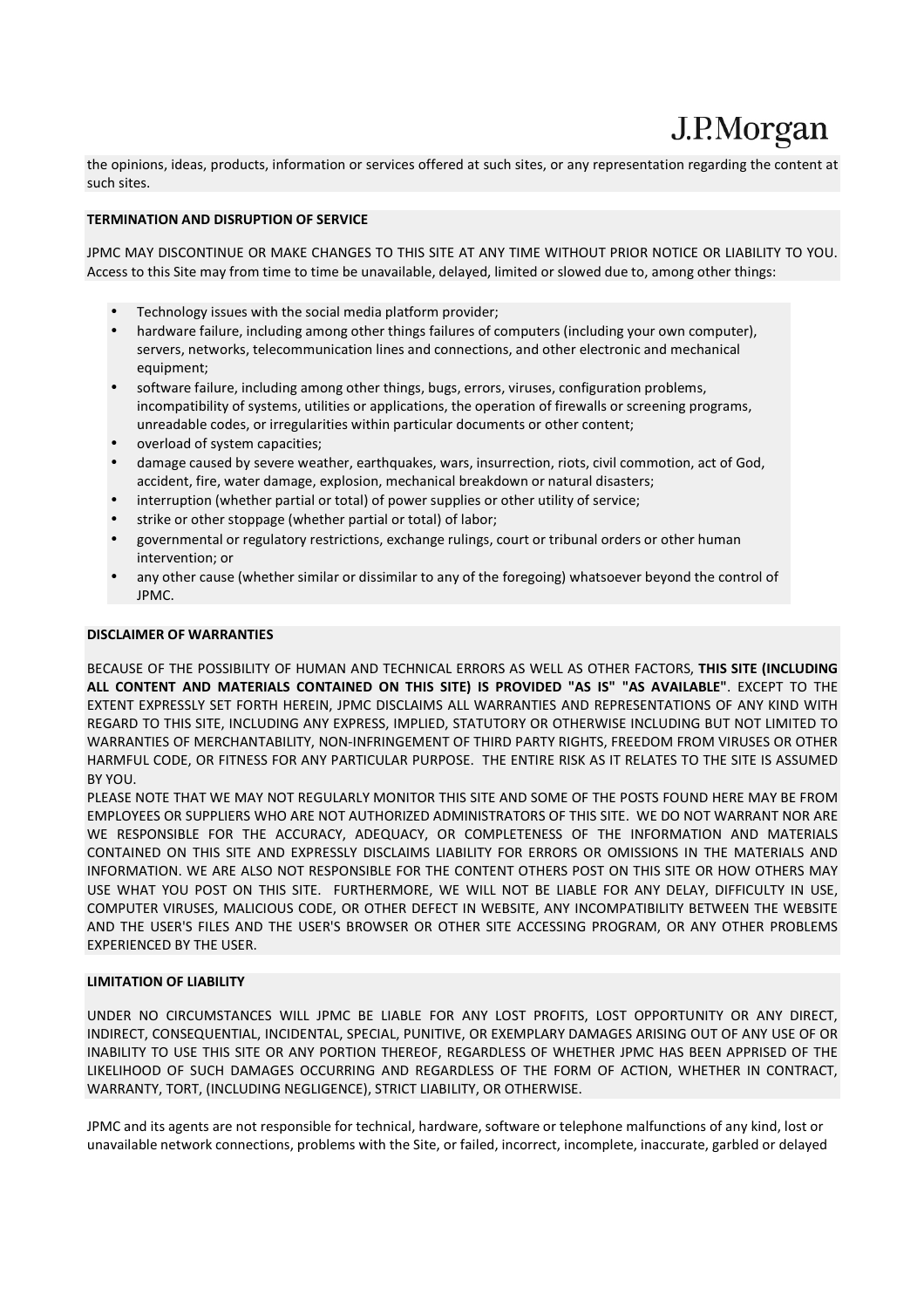the opinions, ideas, products, information or services offered at such sites, or any representation regarding the content at such sites.

**TERMINATION AND DISRUPTION OF SERVICE**

JPMC MAY DISCONTINUE OR MAKE CHANGES TO THIS SITE AT ANY TIME WITHOUT PRIOR NOTICE OR LIABILITY TO YOU. Access to this Site may from time to time be unavailable, delayed, limited or slowed due to, among other things:

- Technology issues with the social media platform provider;
- hardware failure, including among other things failures of computers (including your own computer), servers, networks, telecommunication lines and connections, and other electronic and mechanical equipment;
- software failure, including among other things, bugs, errors, viruses, configuration problems, incompatibility of systems, utilities or applications, the operation of firewalls or screening programs, unreadable codes, or irregularities within particular documents or other content;
- overload of system capacities;
- damage caused by severe weather, earthquakes, wars, insurrection, riots, civil commotion, act of God, accident, fire, water damage, explosion, mechanical breakdown or natural disasters;
- interruption (whether partial or total) of power supplies or other utility of service;
- strike or other stoppage (whether partial or total) of labor;
- governmental or regulatory restrictions, exchange rulings, court or tribunal orders or other human intervention; or
- any other cause (whether similar or dissimilar to any of the foregoing) whatsoever beyond the control of JPMC.

**DISCLAIMER OF WARRANTIES**

BECAUSE OF THE POSSIBILITY OF HUMAN AND TECHNICAL ERRORS AS WELL AS OTHER FACTORS, **THIS SITE (INCLUDING ALL CONTENT AND MATERIALS CONTAINED ON THIS SITE) IS PROVIDED "AS IS" "AS AVAILABLE"**. EXCEPT TO THE EXTENT EXPRESSLY SET FORTH HEREIN, JPMC DISCLAIMS ALL WARRANTIES AND REPRESENTATIONS OF ANY KIND WITH REGARD TO THIS SITE, INCLUDING ANY EXPRESS, IMPLIED, STATUTORY OR OTHERWISE INCLUDING BUT NOT LIMITED TO WARRANTIES OF MERCHANTABILITY, NON-INFRINGEMENT OF THIRD PARTY RIGHTS, FREEDOM FROM VIRUSES OR OTHER HARMFUL CODE, OR FITNESS FOR ANY PARTICULAR PURPOSE. THE ENTIRE RISK AS IT RELATES TO THE SITE IS ASSUMED BY YOU.

PLEASE NOTE THAT WE MAY NOT REGULARLY MONITOR THIS SITE AND SOME OF THE POSTS FOUND HERE MAY BE FROM EMPLOYEES OR SUPPLIERS WHO ARE NOT AUTHORIZED ADMINISTRATORS OF THIS SITE. WE DO NOT WARRANT NOR ARE WE RESPONSIBLE FOR THE ACCURACY, ADEQUACY, OR COMPLETENESS OF THE INFORMATION AND MATERIALS CONTAINED ON THIS SITE AND EXPRESSLY DISCLAIMS LIABILITY FOR ERRORS OR OMISSIONS IN THE MATERIALS AND INFORMATION. WE ARE ALSO NOT RESPONSIBLE FOR THE CONTENT OTHERS POST ON THIS SITE OR HOW OTHERS MAY USE WHAT YOU POST ON THIS SITE. FURTHERMORE, WE WILL NOT BE LIABLE FOR ANY DELAY, DIFFICULTY IN USE, COMPUTER VIRUSES, MALICIOUS CODE, OR OTHER DEFECT IN WEBSITE, ANY INCOMPATIBILITY BETWEEN THE WEBSITE AND THE USER'S FILES AND THE USER'S BROWSER OR OTHER SITE ACCESSING PROGRAM, OR ANY OTHER PROBLEMS EXPERIENCED BY THE USER.

**LIMITATION OF LIABILITY**

UNDER NO CIRCUMSTANCES WILL JPMC BE LIABLE FOR ANY LOST PROFITS, LOST OPPORTUNITY OR ANY DIRECT, INDIRECT, CONSEQUENTIAL, INCIDENTAL, SPECIAL, PUNITIVE, OR EXEMPLARY DAMAGES ARISING OUT OF ANY USE OF OR INABILITY TO USE THIS SITE OR ANY PORTION THEREOF, REGARDLESS OF WHETHER JPMC HAS BEEN APPRISED OF THE LIKELIHOOD OF SUCH DAMAGES OCCURRING AND REGARDLESS OF THE FORM OF ACTION, WHETHER IN CONTRACT, WARRANTY, TORT, (INCLUDING NEGLIGENCE), STRICT LIABILITY, OR OTHERWISE.

JPMC and its agents are not responsible for technical, hardware, software or telephone malfunctions of any kind, lost or unavailable network connections, problems with the Site, or failed, incorrect, incomplete, inaccurate, garbled or delayed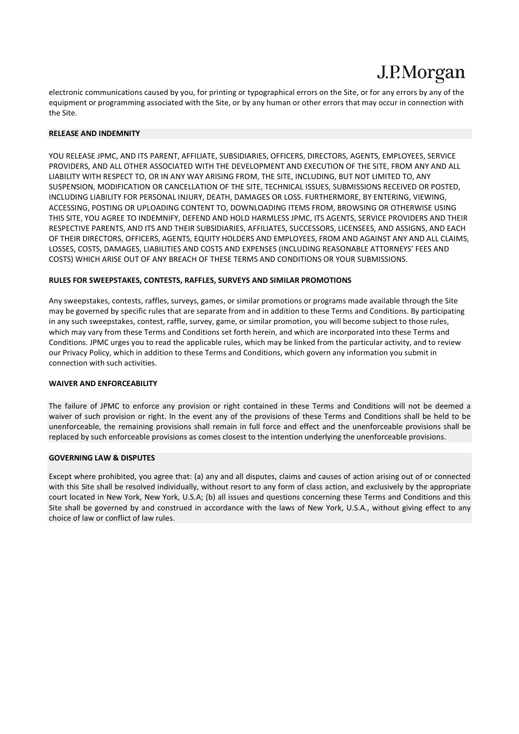electronic communications caused by you, for printing or typographical errors on the Site, or for any errors by any of the equipment or programming associated with the Site, or by any human or other errors that may occur in connection with the Site.

**RELEASE AND INDEMNITY**

YOU RELEASE JPMC, AND ITS PARENT, AFFILIATE, SUBSIDIARIES, OFFICERS, DIRECTORS, AGENTS, EMPLOYEES, SERVICE PROVIDERS, AND ALL OTHER ASSOCIATED WITH THE DEVELOPMENT AND EXECUTION OF THE SITE, FROM ANY AND ALL LIABILITY WITH RESPECT TO, OR IN ANY WAY ARISING FROM, THE SITE, INCLUDING, BUT NOT LIMITED TO, ANY SUSPENSION, MODIFICATION OR CANCELLATION OF THE SITE, TECHNICAL ISSUES, SUBMISSIONS RECEIVED OR POSTED, INCLUDING LIABILITY FOR PERSONAL INJURY, DEATH, DAMAGES OR LOSS. FURTHERMORE, BY ENTERING, VIEWING, ACCESSING, POSTING OR UPLOADING CONTENT TO, DOWNLOADING ITEMS FROM, BROWSING OR OTHERWISE USING THIS SITE, YOU AGREE TO INDEMNIFY, DEFEND AND HOLD HARMLESS JPMC, ITS AGENTS, SERVICE PROVIDERS AND THEIR RESPECTIVE PARENTS, AND ITS AND THEIR SUBSIDIARIES, AFFILIATES, SUCCESSORS, LICENSEES, AND ASSIGNS, AND EACH OF THEIR DIRECTORS, OFFICERS, AGENTS, EQUITY HOLDERS AND EMPLOYEES, FROM AND AGAINST ANY AND ALL CLAIMS, LOSSES, COSTS, DAMAGES, LIABILITIES AND COSTS AND EXPENSES (INCLUDING REASONABLE ATTORNEYS' FEES AND COSTS) WHICH ARISE OUT OF ANY BREACH OF THESE TERMS AND CONDITIONS OR YOUR SUBMISSIONS.

**RULES FOR SWEEPSTAKES, CONTESTS, RAFFLES, SURVEYS AND SIMILAR PROMOTIONS**

Any sweepstakes, contests, raffles, surveys, games, or similar promotions or programs made available through the Site may be governed by specific rules that are separate from and in addition to these Terms and Conditions. By participating in any such sweepstakes, contest, raffle, survey, game, or similar promotion, you will become subject to those rules, which may vary from these Terms and Conditions set forth herein, and which are incorporated into these Terms and Conditions. JPMC urges you to read the applicable rules, which may be linked from the particular activity, and to review our Privacy Policy, which in addition to these Terms and Conditions, which govern any information you submit in connection with such activities.

**WAIVER AND ENFORCEABILITY**

The failure of JPMC to enforce any provision or right contained in these Terms and Conditions will not be deemed a waiver of such provision or right. In the event any of the provisions of these Terms and Conditions shall be held to be unenforceable, the remaining provisions shall remain in full force and effect and the unenforceable provisions shall be replaced by such enforceable provisions as comes closest to the intention underlying the unenforceable provisions.

**GOVERNING LAW & DISPUTES**

Except where prohibited, you agree that: (a) any and all disputes, claims and causes of action arising out of or connected with this Site shall be resolved individually, without resort to any form of class action, and exclusively by the appropriate court located in New York, New York, U.S.A; (b) all issues and questions concerning these Terms and Conditions and this Site shall be governed by and construed in accordance with the laws of New York, U.S.A., without giving effect to any choice of law or conflict of law rules.